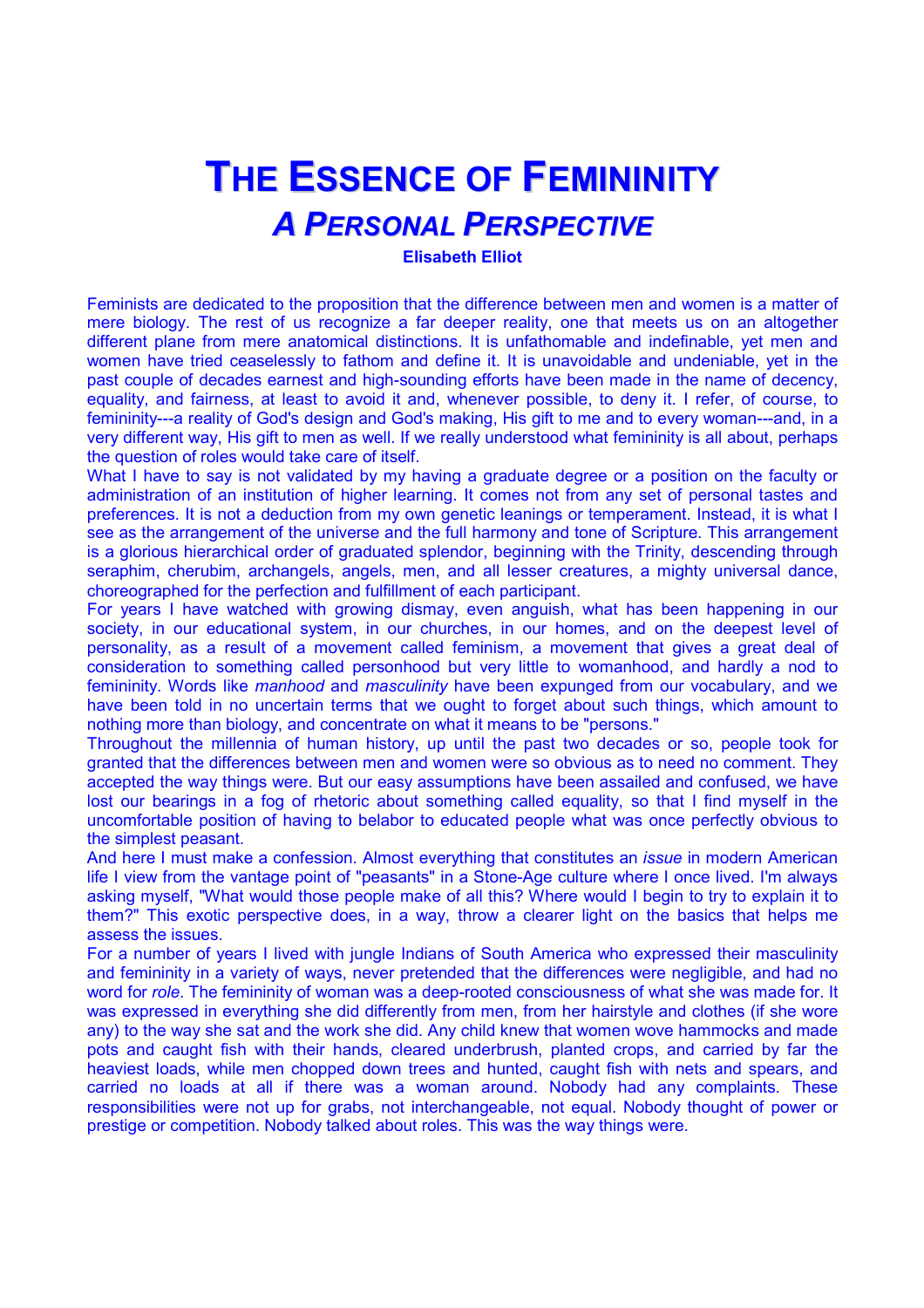# The Essence of Femininity

## *A Personal Perspective*

**Elisabeth Elliot**

Feminists are dedicated to the proposition that the difference between men and women is a matter of mere biology. The rest of us recognize a far deeper reality, one that meets us on an altogether different plane from mere anatomical distinctions. It is unfathomable and indefinable, yet men and women have tried ceaselessly to fathom and define it. It is unavoidable and undeniable, yet in the past couple of decades earnest and high-sounding efforts have been made in the name of decency, equality, and fairness, at least to avoid it and, whenever possible, to deny it. I refer, of course, to femininity---a reality of God's design and God's making, His gift to me and to every woman---and, in a very different way, His gift to men as well. If we really understood what femininity is all about, perhaps the question of roles would take care of itself.

What I have to say is not validated by my having a graduate degree or a position on the faculty or administration of an institution of higher learning. It comes not from any set of personal tastes and preferences. It is not a deduction from my own genetic leanings or temperament. Instead, it is what I see as the arrangement of the universe and the full harmony and tone of Scripture. This arrangement is a glorious hierarchical order of graduated splendor, beginning with the Trinity, descending through seraphim, cherubim, archangels, angels, men, and all lesser creatures, a mighty universal dance, choreographed for the perfection and fulfillment of each participant.

For years I have watched with growing dismay, even anguish, what has been happening in our society, in our educational system, in our churches, in our homes, and on the deepest level of personality, as a result of a movement called feminism, a movement that gives a great deal of consideration to something called personhood but very little to womanhood, and hardly a nod to femininity. Words like *manhood* and *masculinity* have been expunged from our vocabulary, and we have been told in no uncertain terms that we ought to forget about such things, which amount to nothing more than biology, and concentrate on what it means to be "persons."

Throughout the millennia of human history, up until the past two decades or so, people took for granted that the differences between men and women were so obvious as to need no comment. They accepted the way things were. But our easy assumptions have been assailed and confused, we have lost our bearings in a fog of rhetoric about something called equality, so that I find myself in the uncomfortable position of having to belabor to educated people what was once perfectly obvious to the simplest peasant.

And here I must make a confession. Almost everything that constitutes an *issue* in modern American life I view from the vantage point of "peasants" in a Stone-Age culture where I once lived. I'm always asking myself, "What would those people make of all this? Where would I begin to try to explain it to them?" This exotic perspective does, in a way, throw a clearer light on the basics that helps me assess the issues.

For a number of years I lived with jungle Indians of South America who expressed their masculinity and femininity in a variety of ways, never pretended that the differences were negligible, and had no word for *role*. The femininity of woman was a deep-rooted consciousness of what she was made for. It was expressed in everything she did differently from men, from her hairstyle and clothes (if she wore any) to the way she sat and the work she did. Any child knew that women wove hammocks and made pots and caught fish with their hands, cleared underbrush, planted crops, and carried by far the heaviest loads, while men chopped down trees and hunted, caught fish with nets and spears, and carried no loads at all if there was a woman around. Nobody had any complaints. These responsibilities were not up for grabs, not interchangeable, not equal. Nobody thought of power or prestige or competition. Nobody talked about roles. This was the way things were.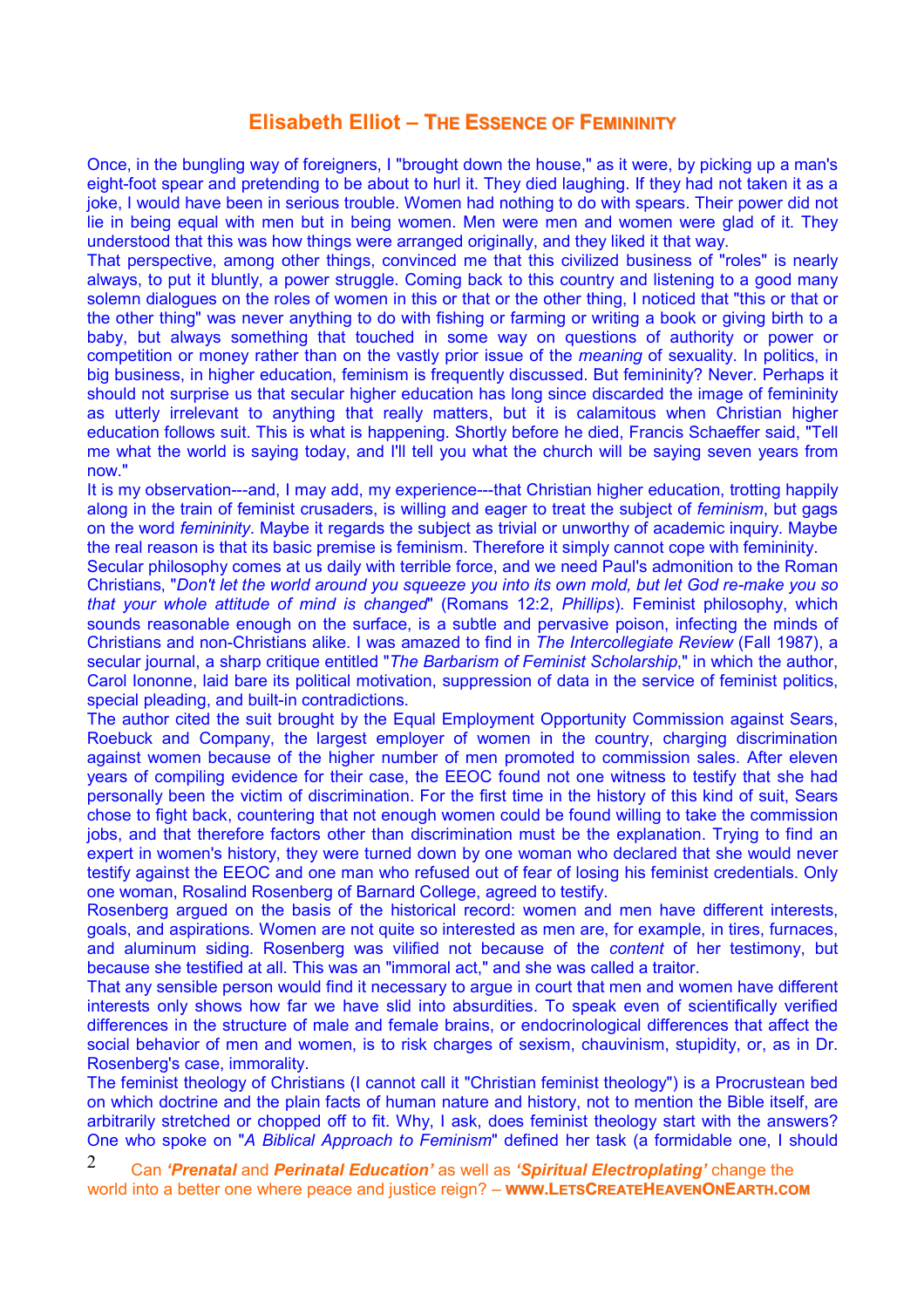## Elisabeth Elliot – The Essence of Femininity

Once, in the bungling way of foreigners, I "brought down the house," as it were, by picking up a man's eight-foot spear and pretending to be about to hurl it. They died laughing. If they had not taken it as a joke, I would have been in serious trouble. Women had nothing to do with spears. Their power did not lie in being equal with men but in being women. Men were men and women were glad of it. They understood that this was how things were arranged originally, and they liked it that way.

That perspective, among other things, convinced me that this civilized business of "roles" is nearly always, to put it bluntly, a power struggle. Coming back to this country and listening to a good many solemn dialogues on the roles of women in this or that or the other thing, I noticed that "this or that or the other thing" was never anything to do with fishing or farming or writing a book or giving birth to a baby, but always something that touched in some way on questions of authority or power or competition or money rather than on the vastly prior issue of the *meaning* of sexuality. In politics, in big business, in higher education, feminism is frequently discussed. But femininity? Never. Perhaps it should not surprise us that secular higher education has long since discarded the image of femininity as utterly irrelevant to anything that really matters, but it is calamitous when Christian higher education follows suit. This is what is happening. Shortly before he died, Francis Schaeffer said, "Tell me what the world is saying today, and I'll tell you what the church will be saying seven years from now."

It is my observation---and, I may add, my experience---that Christian higher education, trotting happily along in the train of feminist crusaders, is willing and eager to treat the subject of *feminism*, but gags on the word *femininity*. Maybe it regards the subject as trivial or unworthy of academic inquiry. Maybe the real reason is that its basic premise is feminism. Therefore it simply cannot cope with femininity.

Secular philosophy comes at us daily with terrible force, and we need Paul's admonition to the Roman Christians, "*Don't let the world around you squeeze you into its own mold, but let God re-make you so that your whole attitude of mind is changed*" (Romans 12:2, *Phillips*). Feminist philosophy, which sounds reasonable enough on the surface, is a subtle and pervasive poison, infecting the minds of Christians and non-Christians alike. I was amazed to find in *The Intercollegiate Review* (Fall 1987), a secular journal, a sharp critique entitled "*The Barbarism of Feminist Scholarship*," in which the author, Carol Iononne, laid bare its political motivation, suppression of data in the service of feminist politics, special pleading, and built-in contradictions.

The author cited the suit brought by the Equal Employment Opportunity Commission against Sears, Roebuck and Company, the largest employer of women in the country, charging discrimination against women because of the higher number of men promoted to commission sales. After eleven years of compiling evidence for their case, the EEOC found not one witness to testify that she had personally been the victim of discrimination. For the first time in the history of this kind of suit, Sears chose to fight back, countering that not enough women could be found willing to take the commission jobs, and that therefore factors other than discrimination must be the explanation. Trying to find an expert in women's history, they were turned down by one woman who declared that she would never testify against the EEOC and one man who refused out of fear of losing his feminist credentials. Only one woman, Rosalind Rosenberg of Barnard College, agreed to testify.

Rosenberg argued on the basis of the historical record: women and men have different interests, goals, and aspirations. Women are not quite so interested as men are, for example, in tires, furnaces, and aluminum siding. Rosenberg was vilified not because of the *content* of her testimony, but because she testified at all. This was an "immoral act," and she was called a traitor.

That any sensible person would find it necessary to argue in court that men and women have different interests only shows how far we have slid into absurdities. To speak even of scientifically verified differences in the structure of male and female brains, or endocrinological differences that affect the social behavior of men and women, is to risk charges of sexism, chauvinism, stupidity, or, as in Dr. Rosenberg's case, immorality.

The feminist theology of Christians (I cannot call it "Christian feminist theology") is a Procrustean bed on which doctrine and the plain facts of human nature and history, not to mention the Bible itself, are arbitrarily stretched or chopped off to fit. Why, I ask, does feminist theology start with the answers? One who spoke on "*A Biblical Approach to Feminism*" defined her task (a formidable one, I should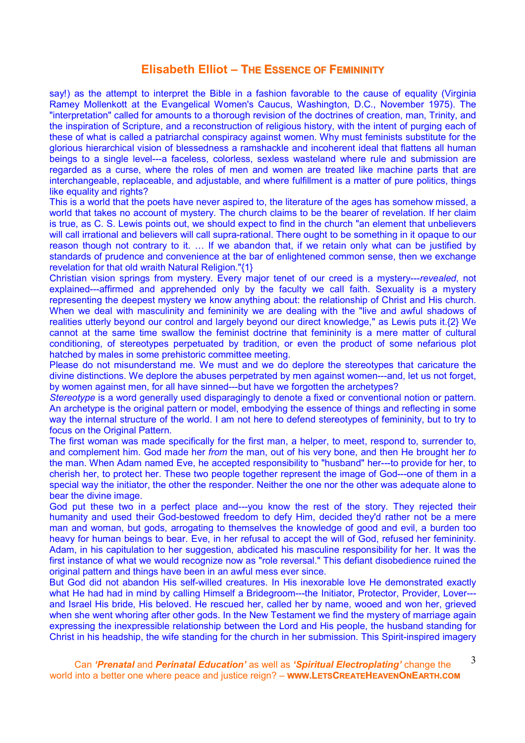say!) as the attempt to interpret the Bible in a fashion favorable to the cause of equality (Virginia Ramey Mollenkott at the Evangelical Women's Caucus, Washington, D.C., November 1975). The "interpretation" called for amounts to a thorough revision of the doctrines of creation, man, Trinity, and the inspiration of Scripture, and a reconstruction of religious history, with the intent of purging each of these of what is called a patriarchal conspiracy against women. Why must feminists substitute for the glorious hierarchical vision of blessedness a ramshackle and incoherent ideal that flattens all human beings to a single level---a faceless, colorless, sexless wasteland where rule and submission are regarded as a curse, where the roles of men and women are treated like machine parts that are interchangeable, replaceable, and adjustable, and where fulfillment is a matter of pure politics, things like equality and rights?

This is a world that the poets have never aspired to, the literature of the ages has somehow missed, a world that takes no account of mystery. The church claims to be the bearer of revelation. If her claim is true, as C. S. Lewis points out, we should expect to find in the church "an element that unbelievers will call irrational and believers will call supra-rational. There ought to be something in it opaque to our reason though not contrary to it. … If we abandon that, if we retain only what can be justified by standards of prudence and convenience at the bar of enlightened common sense, then we exchange revelation for that old wraith Natural Religion."{1}

Christian vision springs from mystery. Every major tenet of our creed is a mystery---*revealed*, not explained---affirmed and apprehended only by the faculty we call faith. Sexuality is a mystery representing the deepest mystery we know anything about: the relationship of Christ and His church. When we deal with masculinity and femininity we are dealing with the "live and awful shadows of realities utterly beyond our control and largely beyond our direct knowledge," as Lewis puts it.{2} We cannot at the same time swallow the feminist doctrine that femininity is a mere matter of cultural conditioning, of stereotypes perpetuated by tradition, or even the product of some nefarious plot hatched by males in some prehistoric committee meeting.

Please do not misunderstand me. We must and we do deplore the stereotypes that caricature the divine distinctions. We deplore the abuses perpetrated by men against women---and, let us not forget, by women against men, for all have sinned---but have we forgotten the archetypes?

*Stereotype* is a word generally used disparagingly to denote a fixed or conventional notion or pattern. An archetype is the original pattern or model, embodying the essence of things and reflecting in some way the internal structure of the world. I am not here to defend stereotypes of femininity, but to try to focus on the Original Pattern.

The first woman was made specifically for the first man, a helper, to meet, respond to, surrender to, and complement him. God made her *from* the man, out of his very bone, and then He brought her *to* the man. When Adam named Eve, he accepted responsibility to "husband" her---to provide for her, to cherish her, to protect her. These two people together represent the image of God---one of them in a special way the initiator, the other the responder. Neither the one nor the other was adequate alone to bear the divine image.

God put these two in a perfect place and---you know the rest of the story. They rejected their humanity and used their God-bestowed freedom to defy Him, decided they'd rather not be a mere man and woman, but gods, arrogating to themselves the knowledge of good and evil, a burden too heavy for human beings to bear. Eve, in her refusal to accept the will of God, refused her femininity. Adam, in his capitulation to her suggestion, abdicated his masculine responsibility for her. It was the first instance of what we would recognize now as "role reversal." This defiant disobedience ruined the original pattern and things have been in an awful mess ever since.

But God did not abandon His self-willed creatures. In His inexorable love He demonstrated exactly what He had had in mind by calling Himself a Bridegroom---the Initiator, Protector, Provider, Lover---and Israel His bride, His beloved. He rescued her, called her by name, wooed and won her, grieved when she went whoring after other gods. In the New Testament we find the mystery of marriage again expressing the inexpressible relationship between the Lord and His people, the husband standing for Christ in his headship, the wife standing for the church in her submission. This Spirit-inspired imagery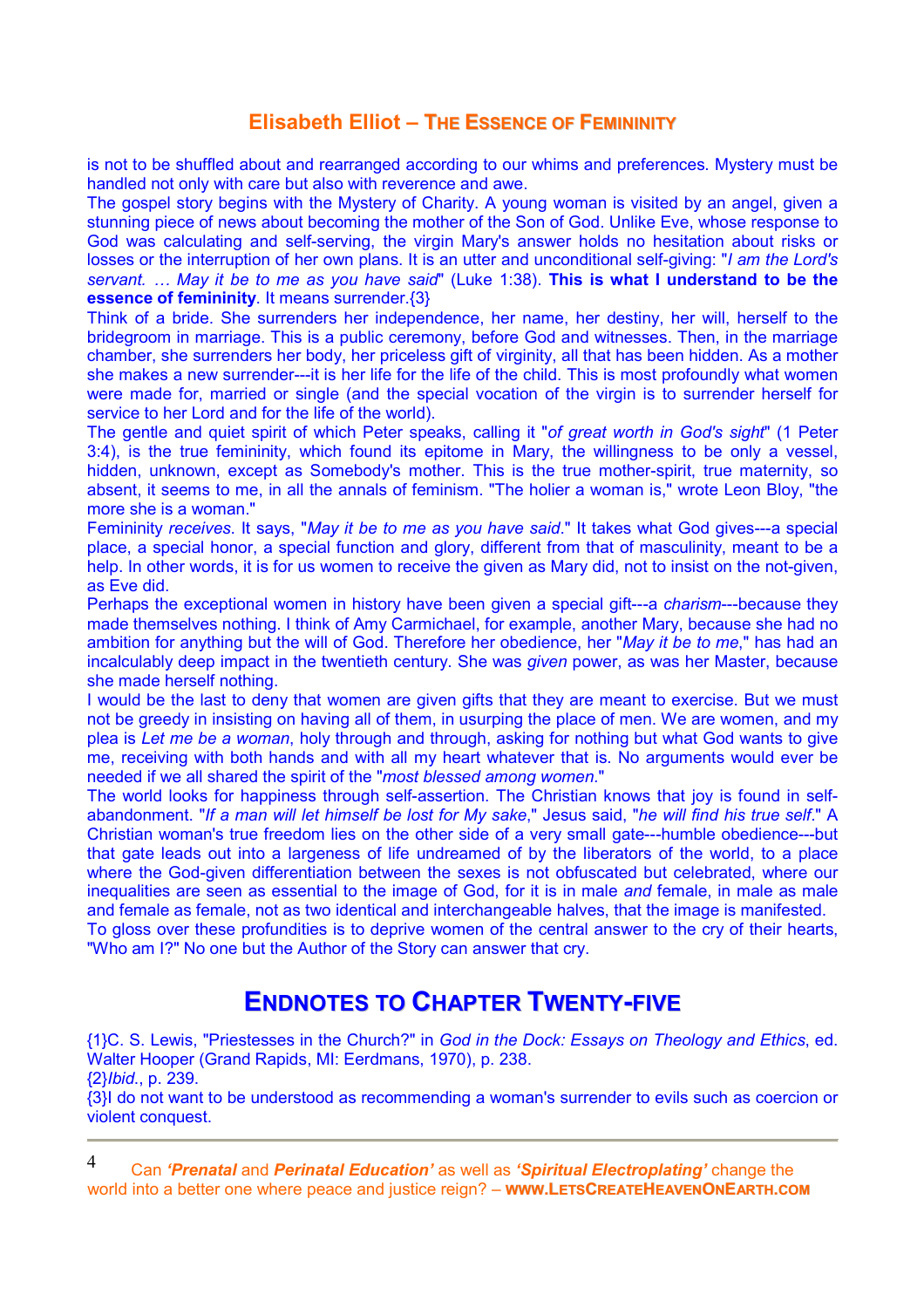is not to be shuffled about and rearranged according to our whims and preferences. Mystery must be handled not only with care but also with reverence and awe.

The gospel story begins with the Mystery of Charity. A young woman is visited by an angel, given a stunning piece of news about becoming the mother of the Son of God. Unlike Eve, whose response to God was calculating and self-serving, the virgin Mary's answer holds no hesitation about risks or losses or the interruption of her own plans. It is an utter and unconditional self-giving: "*I am the Lord's servant. … May it be to me as you have said*" (Luke 1:38). **This is what I understand to be the essence of femininity**. It means surrender.{3}

Think of a bride. She surrenders her independence, her name, her destiny, her will, herself to the bridegroom in marriage. This is a public ceremony, before God and witnesses. Then, in the marriage chamber, she surrenders her body, her priceless gift of virginity, all that has been hidden. As a mother she makes a new surrender---it is her life for the life of the child. This is most profoundly what women were made for, married or single (and the special vocation of the virgin is to surrender herself for service to her Lord and for the life of the world).

The gentle and quiet spirit of which Peter speaks, calling it "*of great worth in God's sight*" (1 Peter 3:4), is the true femininity, which found its epitome in Mary, the willingness to be only a vessel, hidden, unknown, except as Somebody's mother. This is the true mother-spirit, true maternity, so absent, it seems to me, in all the annals of feminism. "The holier a woman is," wrote Leon Bloy, "the more she is a woman."

Femininity *receives*. It says, "*May it be to me as you have said*." It takes what God gives---a special place, a special honor, a special function and glory, different from that of masculinity, meant to be a help. In other words, it is for us women to receive the given as Mary did, not to insist on the not-given, as Eve did.

Perhaps the exceptional women in history have been given a special gift---a *charism*---because they made themselves nothing. I think of Amy Carmichael, for example, another Mary, because she had no ambition for anything but the will of God. Therefore her obedience, her "*May it be to me*," has had an incalculably deep impact in the twentieth century. She was *given* power, as was her Master, because she made herself nothing.

I would be the last to deny that women are given gifts that they are meant to exercise. But we must not be greedy in insisting on having all of them, in usurping the place of men. We are women, and my plea is *Let me be a woman*, holy through and through, asking for nothing but what God wants to give me, receiving with both hands and with all my heart whatever that is. No arguments would ever be needed if we all shared the spirit of the "*most blessed among women*."

The world looks for happiness through self-assertion. The Christian knows that joy is found in self-abandonment. "*If a man will let himself be lost for My sake*," Jesus said, "*he will find his true self*." A Christian woman's true freedom lies on the other side of a very small gate---humble obedience---but that gate leads out into a largeness of life undreamed of by the liberators of the world, to a place where the God-given differentiation between the sexes is not obfuscated but celebrated, where our inequalities are seen as essential to the image of God, for it is in male *and* female, in male as male and female as female, not as two identical and interchangeable halves, that the image is manifested.

To gloss over these profundities is to deprive women of the central answer to the cry of their hearts, "Who am I?" No one but the Author of the Story can answer that cry.

# ENDNOTES TO CHAPTER TWENTY-FIVE

{1}C. S. Lewis, "Priestesses in the Church?" in *God in the Dock: Essays on Theology and Ethics*, ed. Walter Hooper (Grand Rapids, MI: Eerdmans, 1970), p. 238.

{2}*Ibid*., p. 239.

{3}I do not want to be understood as recommending a woman's surrender to evils such as coercion or violent conquest.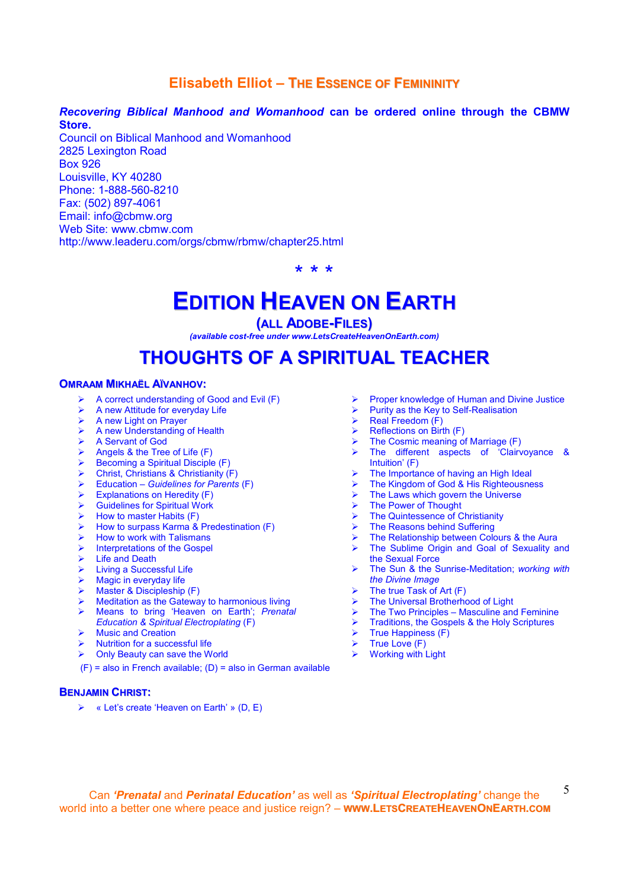## Elisabeth Elliot – The Essence of Femininity

***Recovering Biblical Manhood and Womanhood*** **can be ordered online through the CBMW Store.**
Council on Biblical Manhood and Womanhood
2825 Lexington Road
Box 926
Louisville, KY 40280
Phone: 1-888-560-8210
Fax: (502) 897-4061
Email: info@cbmw.org
Web Site: www.cbmw.com
http://www.leaderu.com/orgs/cbmw/rbmw/chapter25.html

\* \* \*

# Edition Heaven on Earth

**(all Adobe-Files)**

***(available cost-free under www.LetsCreateHeavenOnEarth.com)***

# THOUGHTS OF A SPIRITUAL TEACHER

### Omraam Mikhaël Aïvanhov:

- A correct understanding of Good and Evil (F)
- A new Attitude for everyday Life
- A new Light on Prayer
- A new Understanding of Health
- A Servant of God
- Angels & the Tree of Life (F)
- Becoming a Spiritual Disciple (F)
- Christ, Christians & Christianity (F)
- Education – *Guidelines for Parents* (F)
- Explanations on Heredity (F)
- Guidelines for Spiritual Work
- How to master Habits (F)
- How to surpass Karma & Predestination (F)
- How to work with Talismans
- Interpretations of the Gospel
- Life and Death
- Living a Successful Life
- Magic in everyday life
- Master & Discipleship (F)
- Meditation as the Gateway to harmonious living
- Means to bring 'Heaven on Earth'; *Prenatal Education & Spiritual Electroplating* (F)
- Music and Creation
- Nutrition for a successful life
- Only Beauty can save the World
- Proper knowledge of Human and Divine Justice
- Purity as the Key to Self-Realisation
- Real Freedom (F)
- Reflections on Birth (F)
- The Cosmic meaning of Marriage (F)
- The different aspects of 'Clairvoyance & Intuition' (F)
- The Importance of having an High Ideal
- The Kingdom of God & His Righteousness
- The Laws which govern the Universe
- The Power of Thought
- The Quintessence of Christianity
- The Reasons behind Suffering
- The Relationship between Colours & the Aura
- The Sublime Origin and Goal of Sexuality and the Sexual Force
- The Sun & the Sunrise-Meditation; *working with the Divine Image*
- The true Task of Art (F)
- The Universal Brotherhood of Light
- The Two Principles – Masculine and Feminine
- Traditions, the Gospels & the Holy Scriptures
- True Happiness (F)
- True Love (F)
- Working with Light

(F) = also in French available; (D) = also in German available

### Benjamin Christ:

- « Let's create 'Heaven on Earth' » (D, E)

Can ***'Prenatal*** and ***Perinatal Education'*** as well as ***'Spiritual Electroplating'*** change the world into a better one where peace and justice reign? – **www.LetsCreateHeavenOnEarth.com**